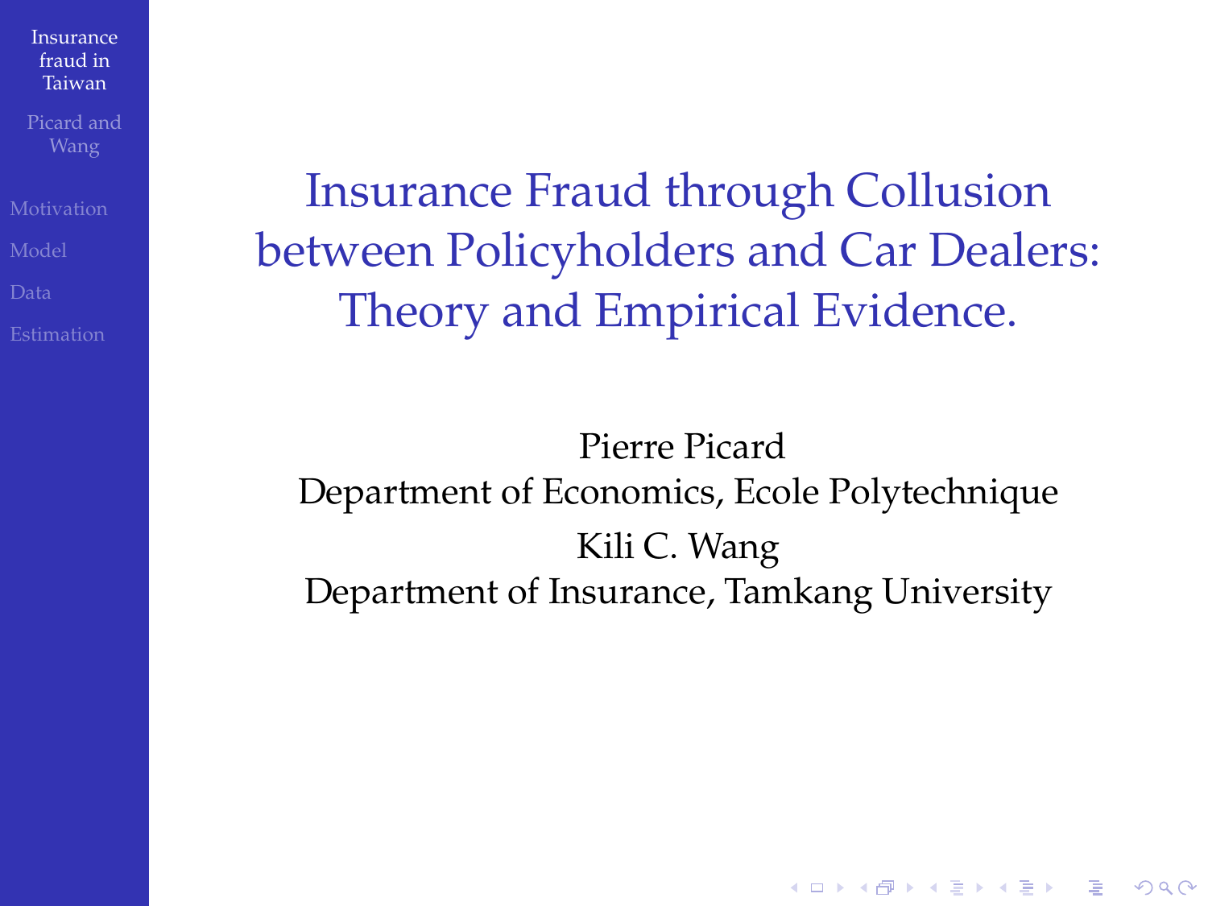# Insurance Fraud through Collusion between Policyholders and Car Dealers: Theory and Empirical Evidence.

Pierre Picard
Department of Economics, Ecole Polytechnique

Kili C. Wang
Department of Insurance, Tamkang University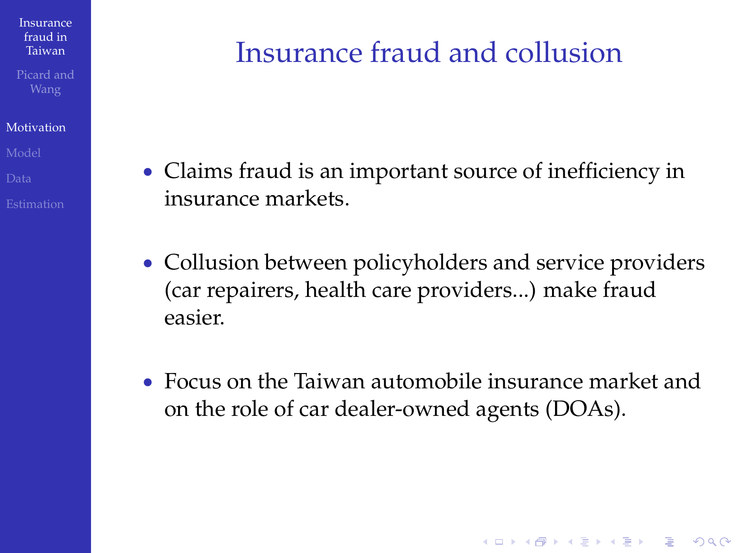# Insurance fraud and collusion

- Claims fraud is an important source of inefficiency in insurance markets.
- Collusion between policyholders and service providers (car repairers, health care providers...) make fraud easier.
- Focus on the Taiwan automobile insurance market and on the role of car dealer-owned agents (DOAs).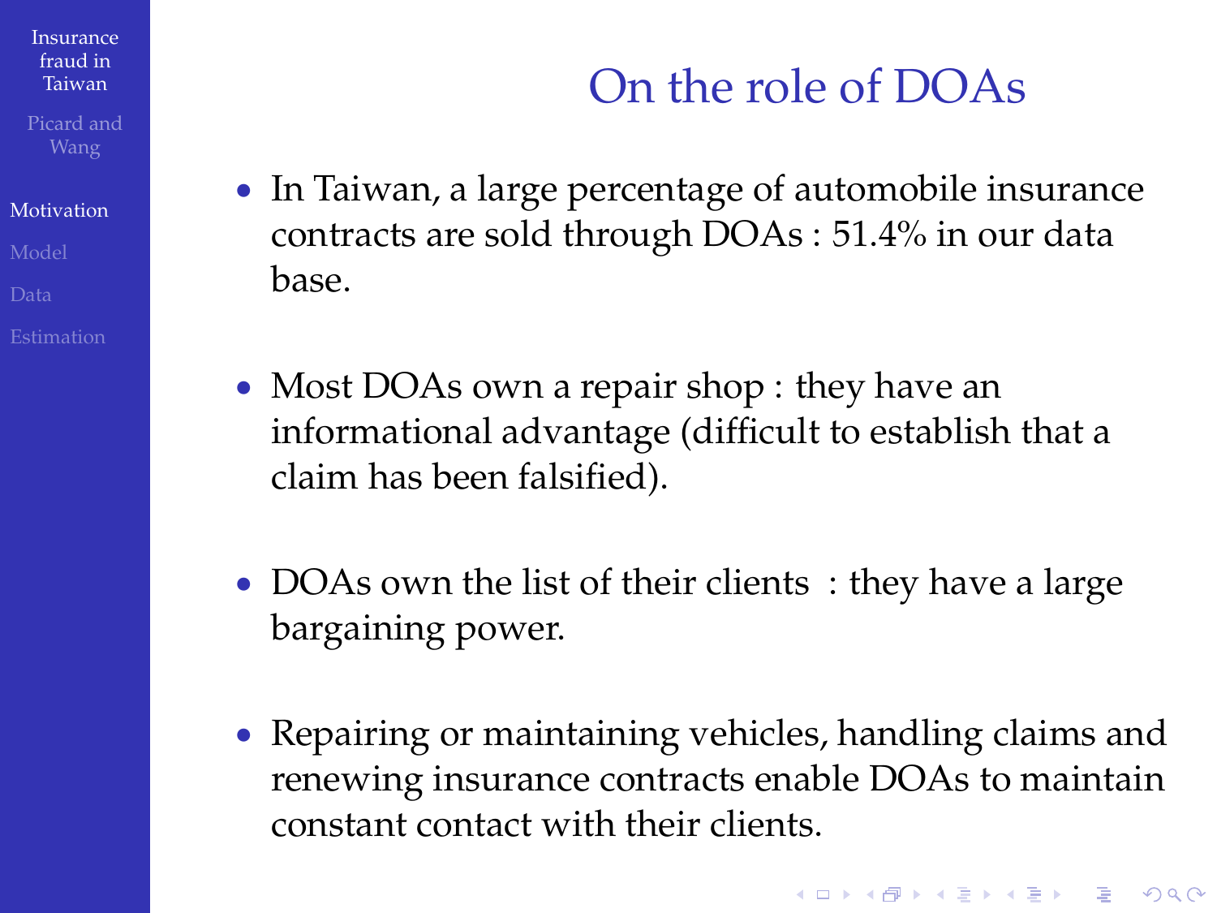# On the role of DOAs

- In Taiwan, a large percentage of automobile insurance contracts are sold through DOAs : 51.4% in our data base.

- Most DOAs own a repair shop : they have an informational advantage (difficult to establish that a claim has been falsified).

- DOAs own the list of their clients : they have a large bargaining power.

- Repairing or maintaining vehicles, handling claims and renewing insurance contracts enable DOAs to maintain constant contact with their clients.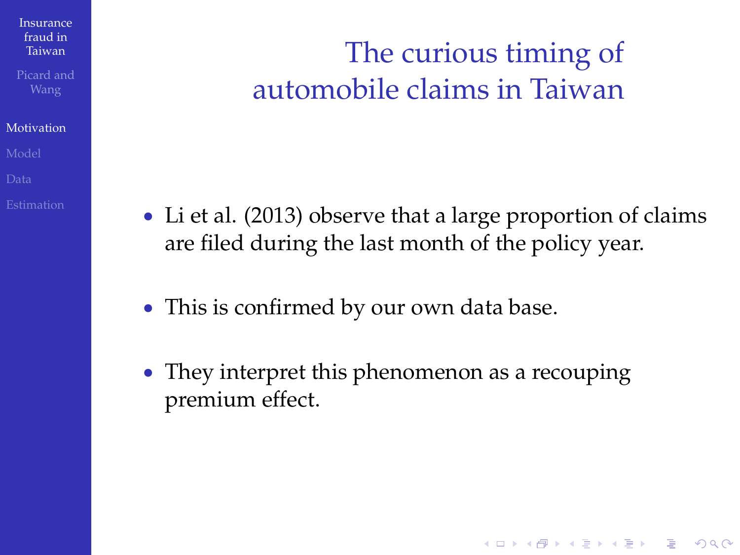# The curious timing of automobile claims in Taiwan

- Li et al. (2013) observe that a large proportion of claims are filed during the last month of the policy year.
- This is confirmed by our own data base.
- They interpret this phenomenon as a recouping premium effect.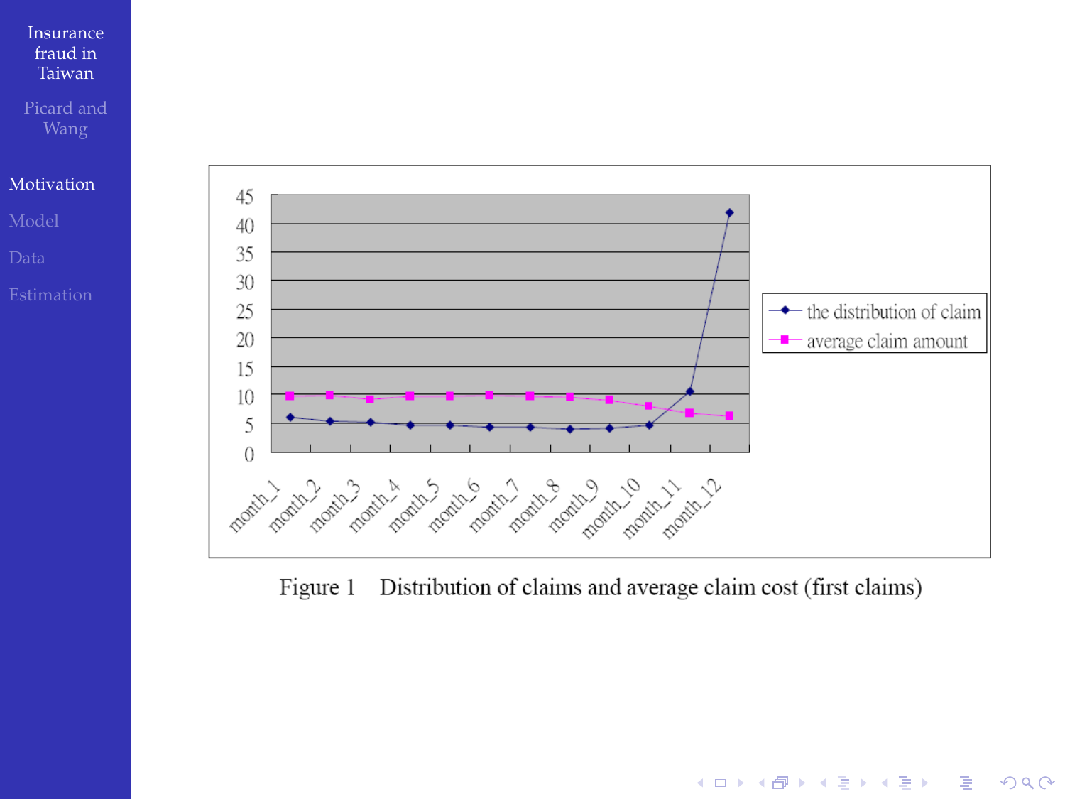Figure 1 Distribution of claims and average claim cost (first claims)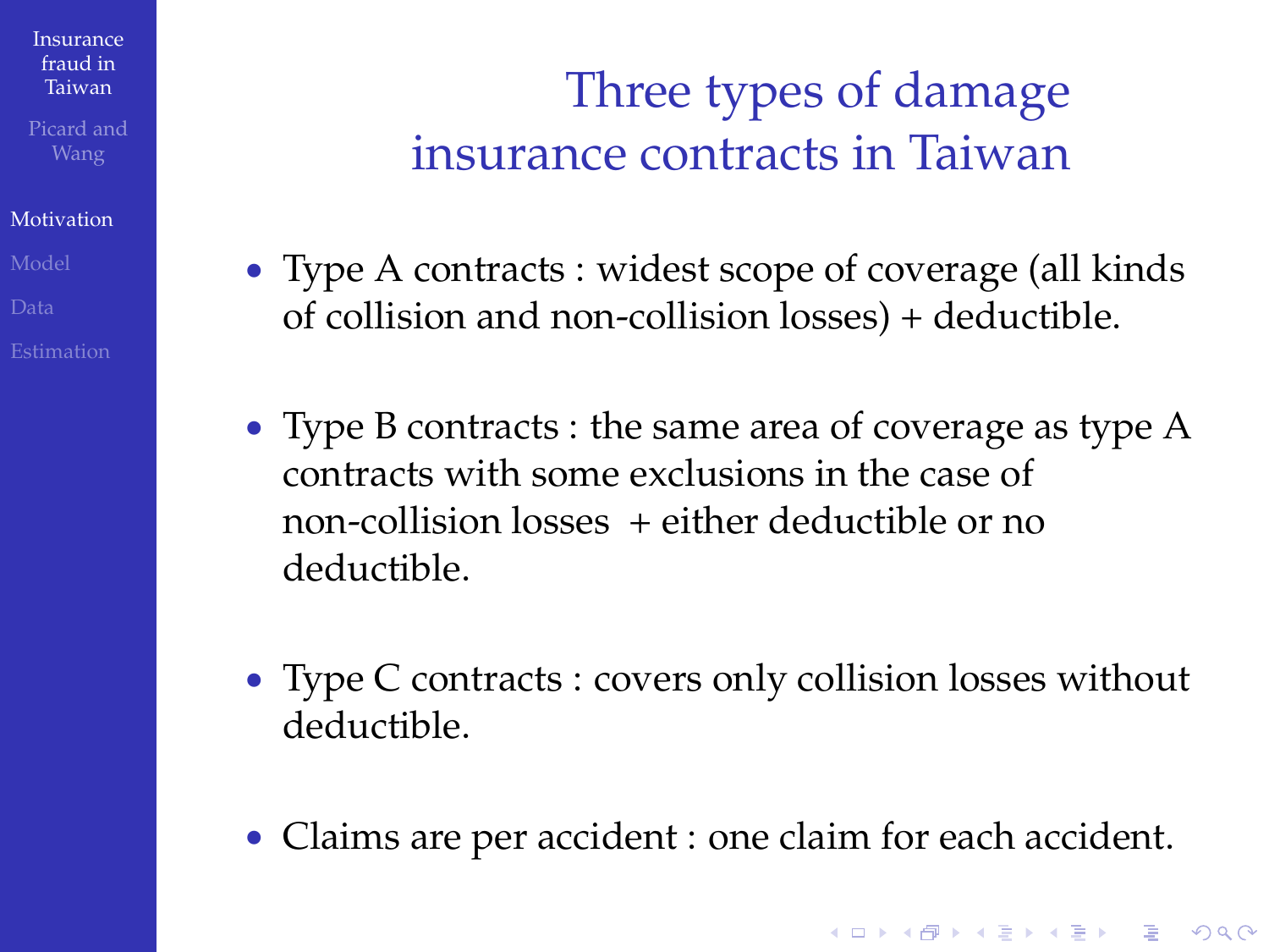# Three types of damage insurance contracts in Taiwan

- Type A contracts : widest scope of coverage (all kinds of collision and non-collision losses) + deductible.
- Type B contracts : the same area of coverage as type A contracts with some exclusions in the case of non-collision losses + either deductible or no deductible.
- Type C contracts : covers only collision losses without deductible.
- Claims are per accident : one claim for each accident.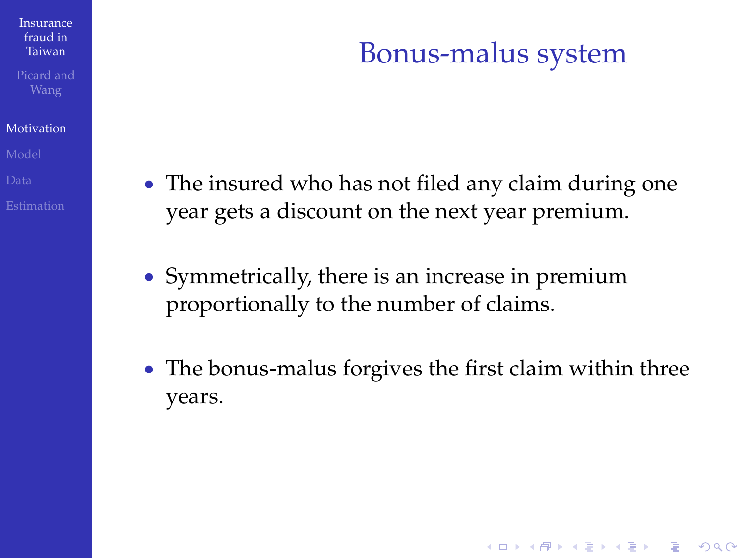# Bonus-malus system

- The insured who has not filed any claim during one year gets a discount on the next year premium.
- Symmetrically, there is an increase in premium proportionally to the number of claims.
- The bonus-malus forgives the first claim within three years.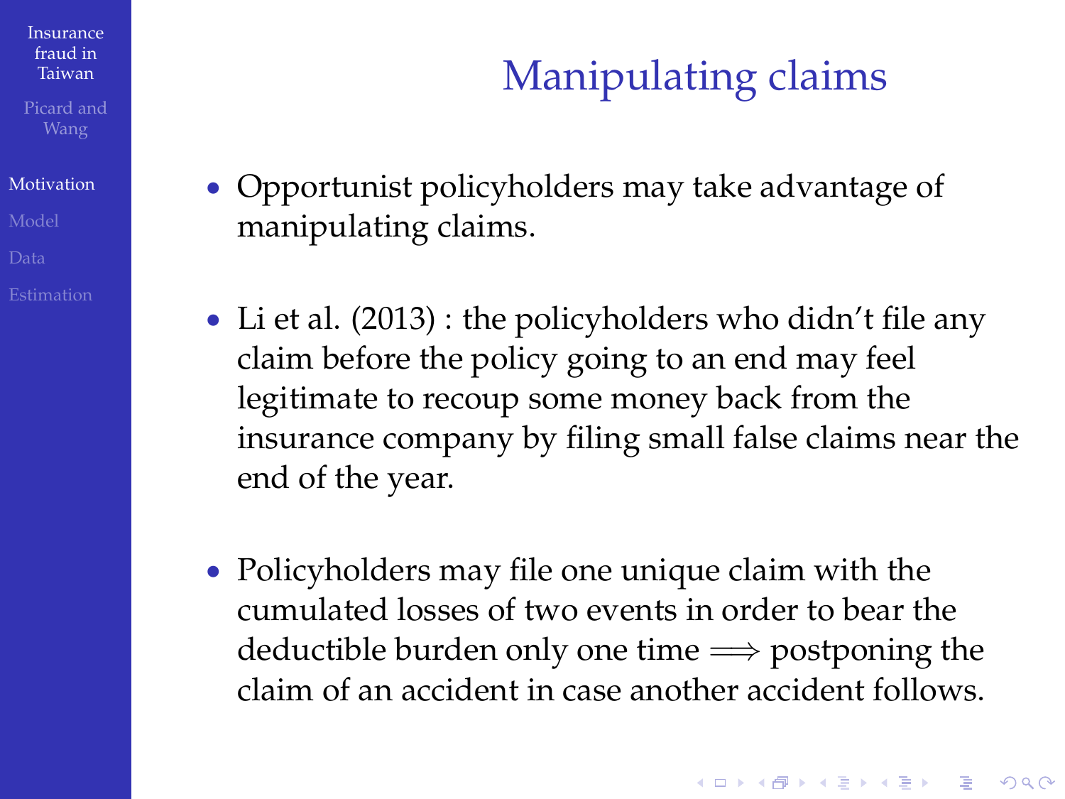# Manipulating claims

- Opportunist policyholders may take advantage of manipulating claims.
- Li et al. (2013) : the policyholders who didn't file any claim before the policy going to an end may feel legitimate to recoup some money back from the insurance company by filing small false claims near the end of the year.
- Policyholders may file one unique claim with the cumulated losses of two events in order to bear the deductible burden only one time $\Longrightarrow$ postponing the claim of an accident in case another accident follows.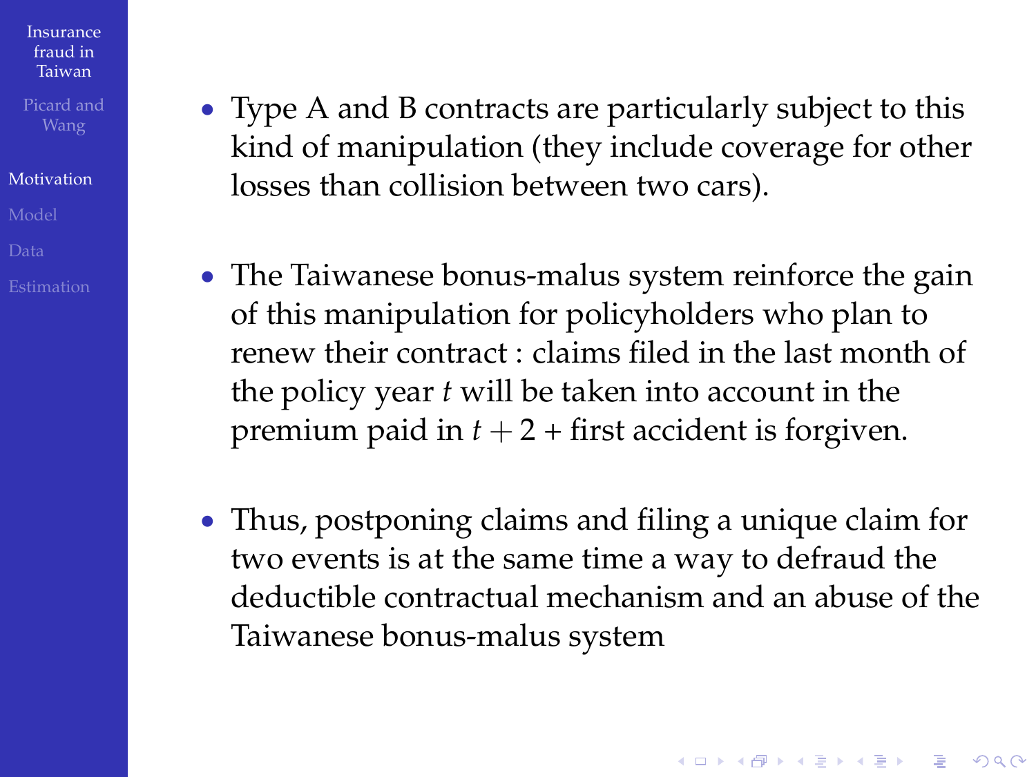- Type A and B contracts are particularly subject to this kind of manipulation (they include coverage for other losses than collision between two cars).

- The Taiwanese bonus-malus system reinforce the gain of this manipulation for policyholders who plan to renew their contract : claims filed in the last month of the policy year $t$ will be taken into account in the premium paid in $t + 2$ + first accident is forgiven.

- Thus, postponing claims and filing a unique claim for two events is at the same time a way to defraud the deductible contractual mechanism and an abuse of the Taiwanese bonus-malus system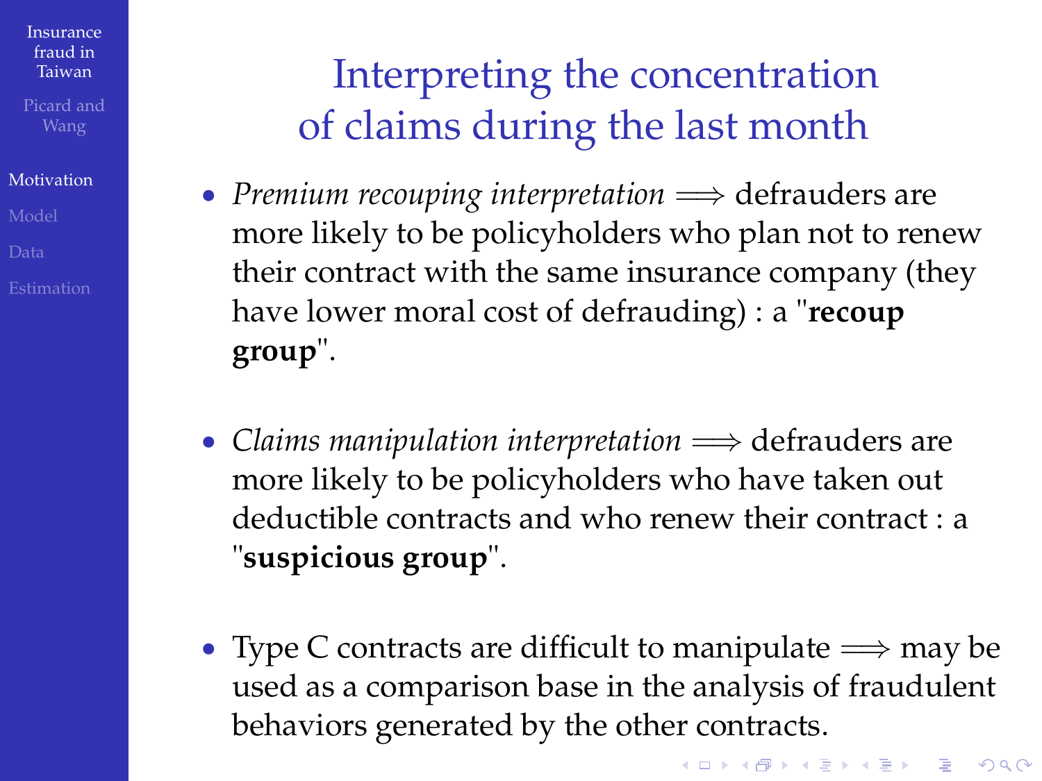# Interpreting the concentration of claims during the last month

- *Premium recouping interpretation* $\Longrightarrow$ defrauders are more likely to be policyholders who plan not to renew their contract with the same insurance company (they have lower moral cost of defrauding) : a "**recoup group**".

- *Claims manipulation interpretation* $\Longrightarrow$ defrauders are more likely to be policyholders who have taken out deductible contracts and who renew their contract : a "**suspicious group**".

- Type C contracts are difficult to manipulate $\Longrightarrow$ may be used as a comparison base in the analysis of fraudulent behaviors generated by the other contracts.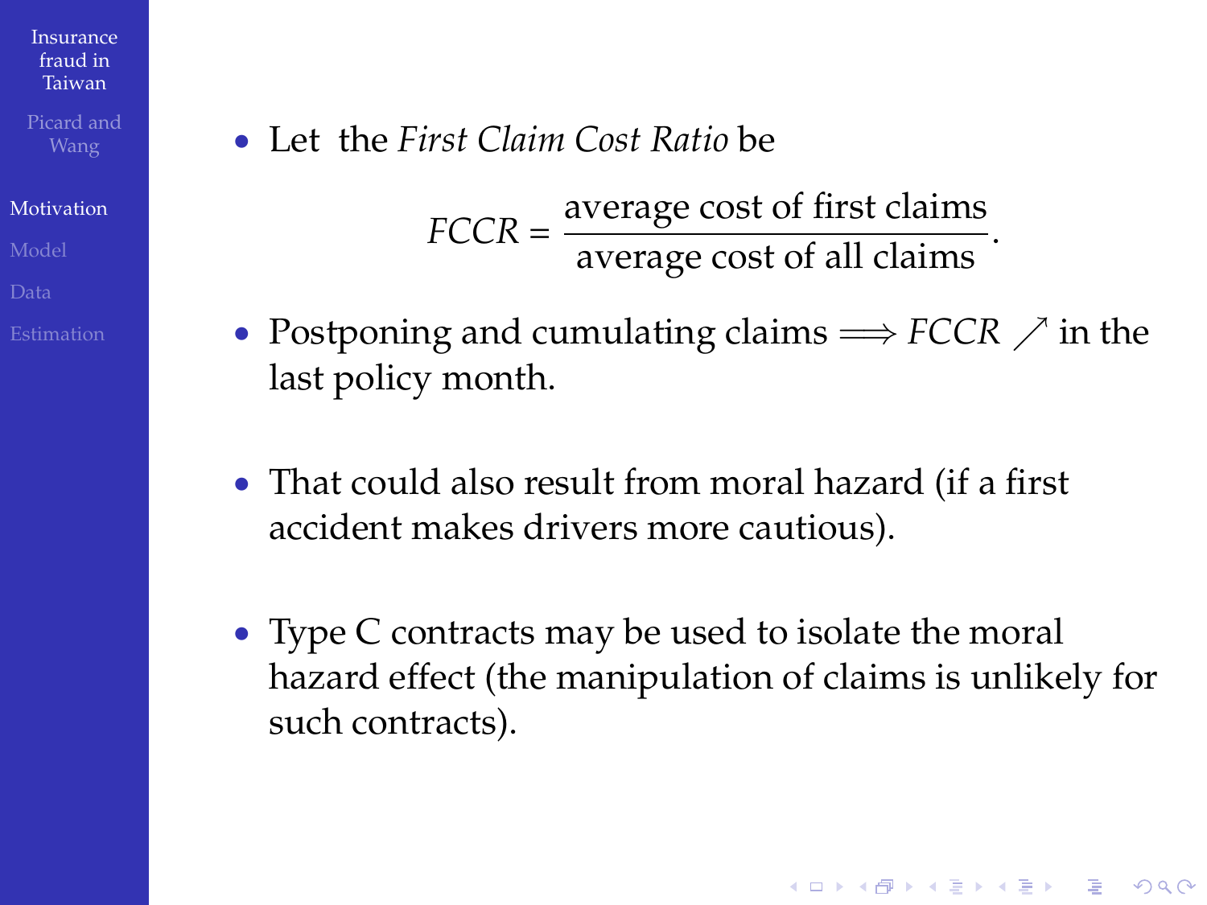- Let the *First Claim Cost Ratio* be

$$FCCR = \frac{\text{average cost of first claims}}{\text{average cost of all claims}}.$$

- Postponing and cumulating claims $\Longrightarrow FCCR \nearrow$ in the last policy month.

- That could also result from moral hazard (if a first accident makes drivers more cautious).

- Type C contracts may be used to isolate the moral hazard effect (the manipulation of claims is unlikely for such contracts).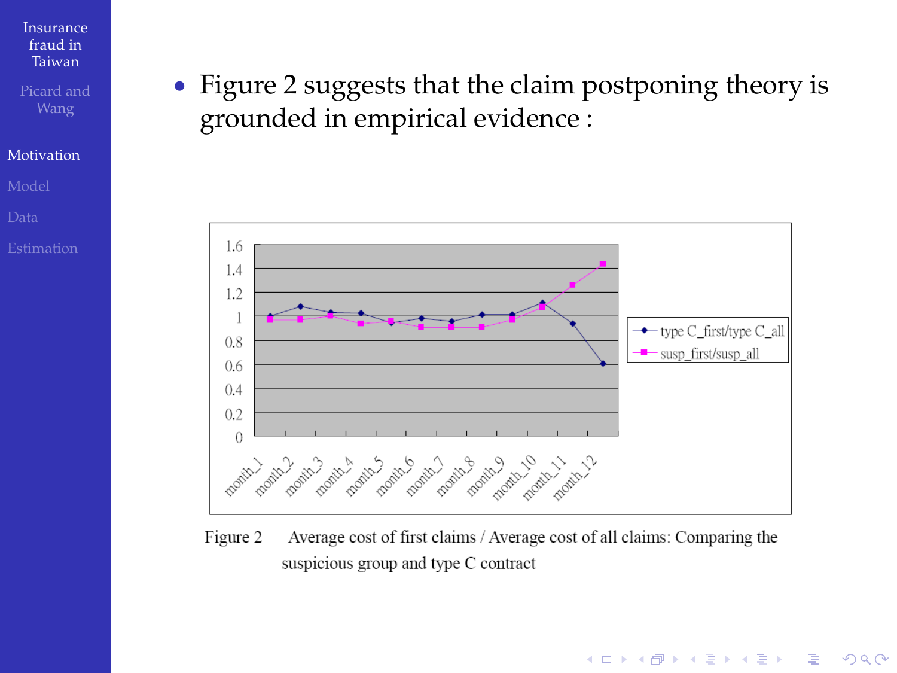- Figure 2 suggests that the claim postponing theory is grounded in empirical evidence :

Figure 2 Average cost of first claims / Average cost of all claims: Comparing the suspicious group and type C contract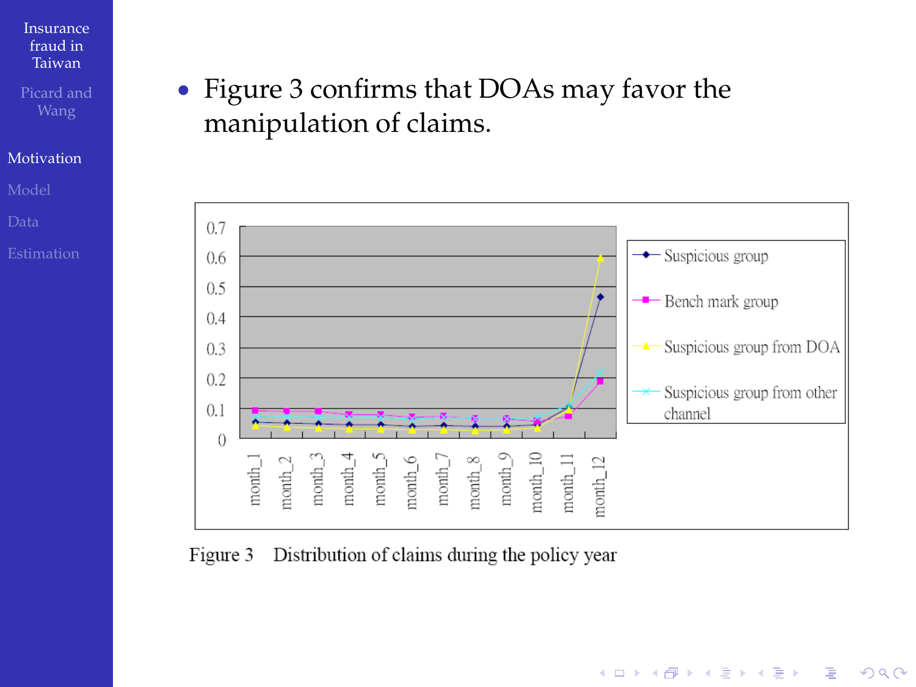- Figure 3 confirms that DOAs may favor the manipulation of claims.

Figure 3 Distribution of claims during the policy year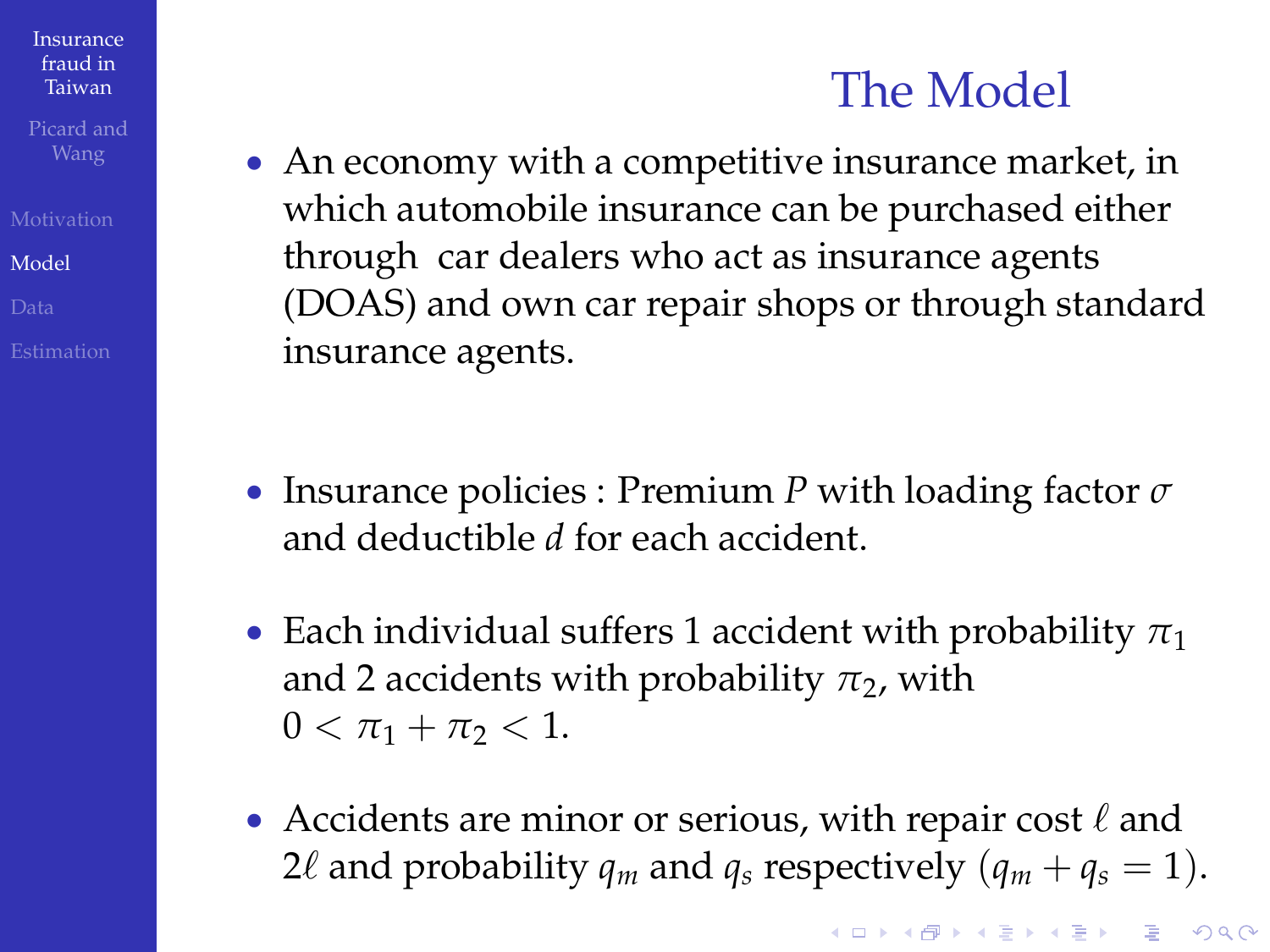# The Model

- An economy with a competitive insurance market, in which automobile insurance can be purchased either through car dealers who act as insurance agents (DOAS) and own car repair shops or through standard insurance agents.

- Insurance policies : Premium $P$ with loading factor $\sigma$ and deductible $d$ for each accident.

- Each individual suffers 1 accident with probability $\pi_1$ and 2 accidents with probability $\pi_2$, with $0 < \pi_1 + \pi_2 < 1$.

- Accidents are minor or serious, with repair cost $\ell$ and $2\ell$ and probability $q_m$ and $q_s$ respectively $(q_m + q_s = 1)$.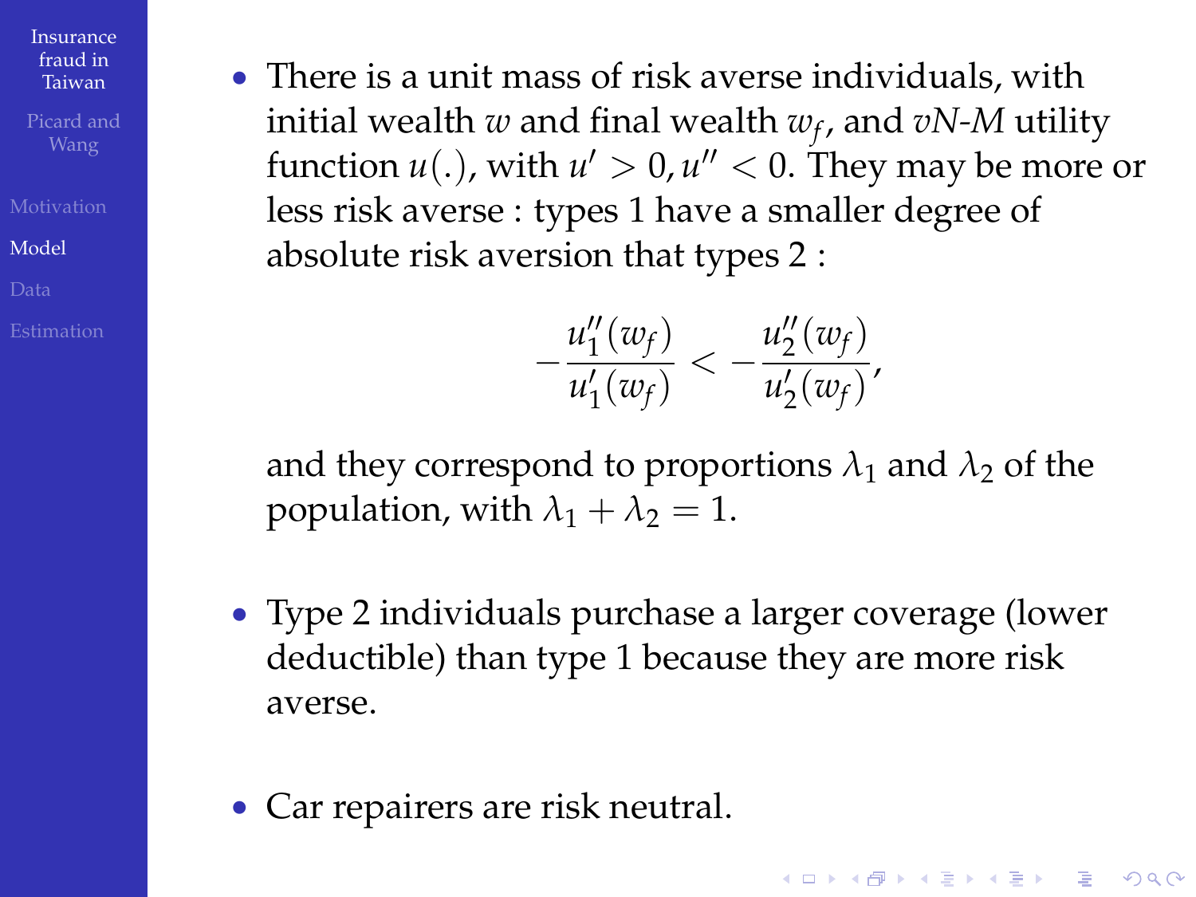- There is a unit mass of risk averse individuals, with initial wealth $w$ and final wealth $w_f$, and *vN-M* utility function $u(.)$, with $u' > 0, u'' < 0$. They may be more or less risk averse : types 1 have a smaller degree of absolute risk aversion that types 2 :

$$-\frac{u_1''(w_f)}{u_1'(w_f)} < -\frac{u_2''(w_f)}{u_2'(w_f)},$$

  and they correspond to proportions $\lambda_1$ and $\lambda_2$ of the population, with $\lambda_1 + \lambda_2 = 1$.

- Type 2 individuals purchase a larger coverage (lower deductible) than type 1 because they are more risk averse.

- Car repairers are risk neutral.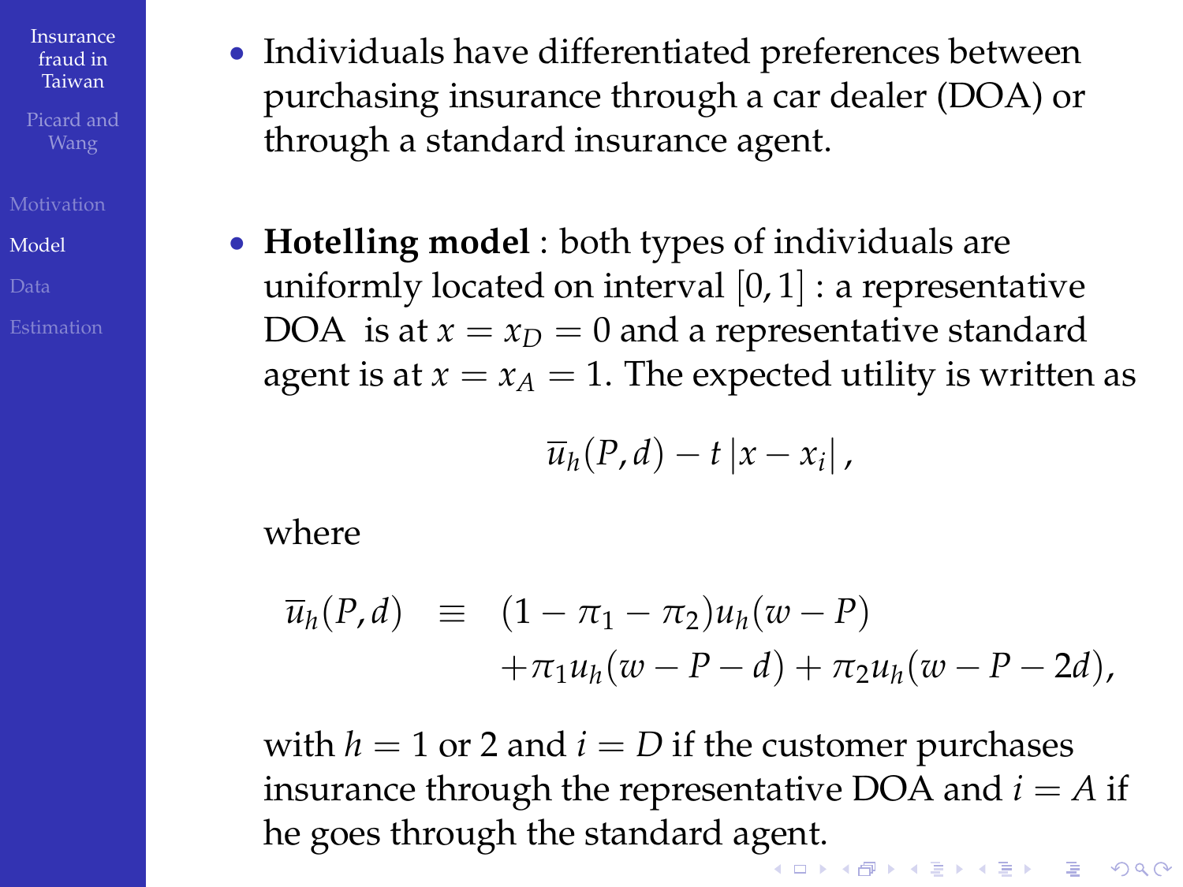- Individuals have differentiated preferences between purchasing insurance through a car dealer (DOA) or through a standard insurance agent.

- **Hotelling model** : both types of individuals are uniformly located on interval $[0, 1]$ : a representative DOA is at $x = x_D = 0$ and a representative standard agent is at $x = x_A = 1$. The expected utility is written as

$$\overline{u}_h(P, d) - t\,|x - x_i|\,,$$

where

$$\begin{aligned}\overline{u}_h(P, d) \equiv\; & (1 - \pi_1 - \pi_2)u_h(w - P) \\ & + \pi_1 u_h(w - P - d) + \pi_2 u_h(w - P - 2d),\end{aligned}$$

with $h = 1$ or $2$ and $i = D$ if the customer purchases insurance through the representative DOA and $i = A$ if he goes through the standard agent.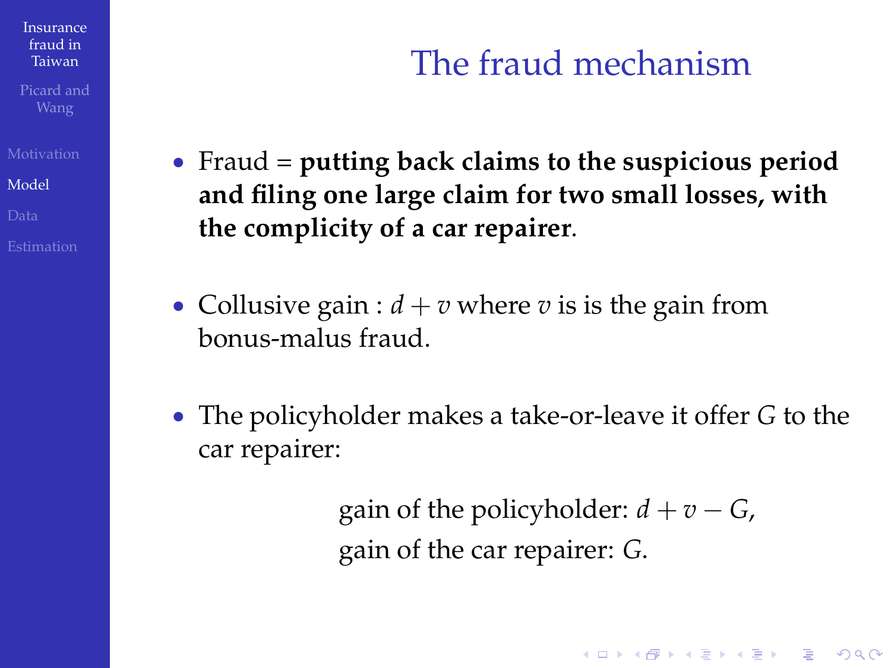# The fraud mechanism

- Fraud = **putting back claims to the suspicious period and filing one large claim for two small losses, with the complicity of a car repairer**.

- Collusive gain : $d + v$ where $v$ is is the gain from bonus-malus fraud.

- The policyholder makes a take-or-leave it offer $G$ to the car repairer:

$$\text{gain of the policyholder: } d + v - G,$$
$$\text{gain of the car repairer: } G.$$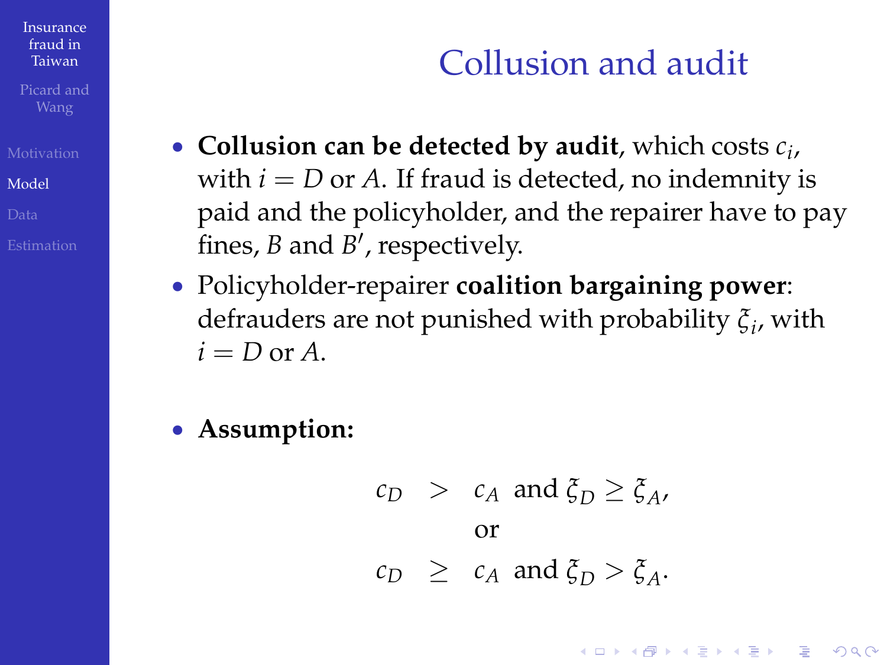# Collusion and audit

- **Collusion can be detected by audit**, which costs $c_i$, with $i = D$ or $A$. If fraud is detected, no indemnity is paid and the policyholder, and the repairer have to pay fines, $B$ and $B'$, respectively.
- Policyholder-repairer **coalition bargaining power**: defrauders are not punished with probability $\xi_i$, with $i = D$ or $A$.
- **Assumption:**

$$
\begin{aligned}
c_D &> c_A \text{ and } \xi_D \geq \xi_A, \\
&\text{or} \\
c_D &\geq c_A \text{ and } \xi_D > \xi_A.
\end{aligned}
$$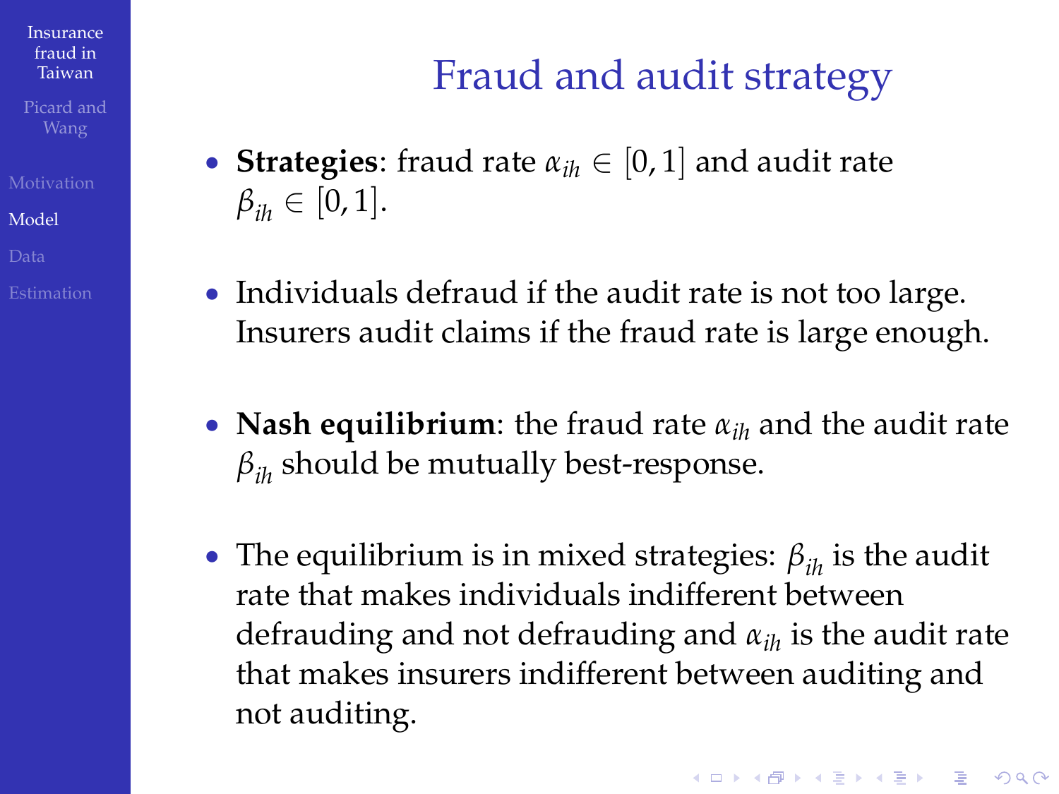# Fraud and audit strategy

- **Strategies**: fraud rate $\alpha_{ih} \in [0,1]$ and audit rate $\beta_{ih} \in [0,1]$.
- Individuals defraud if the audit rate is not too large. Insurers audit claims if the fraud rate is large enough.
- **Nash equilibrium**: the fraud rate $\alpha_{ih}$ and the audit rate $\beta_{ih}$ should be mutually best-response.
- The equilibrium is in mixed strategies: $\beta_{ih}$ is the audit rate that makes individuals indifferent between defrauding and not defrauding and $\alpha_{ih}$ is the audit rate that makes insurers indifferent between auditing and not auditing.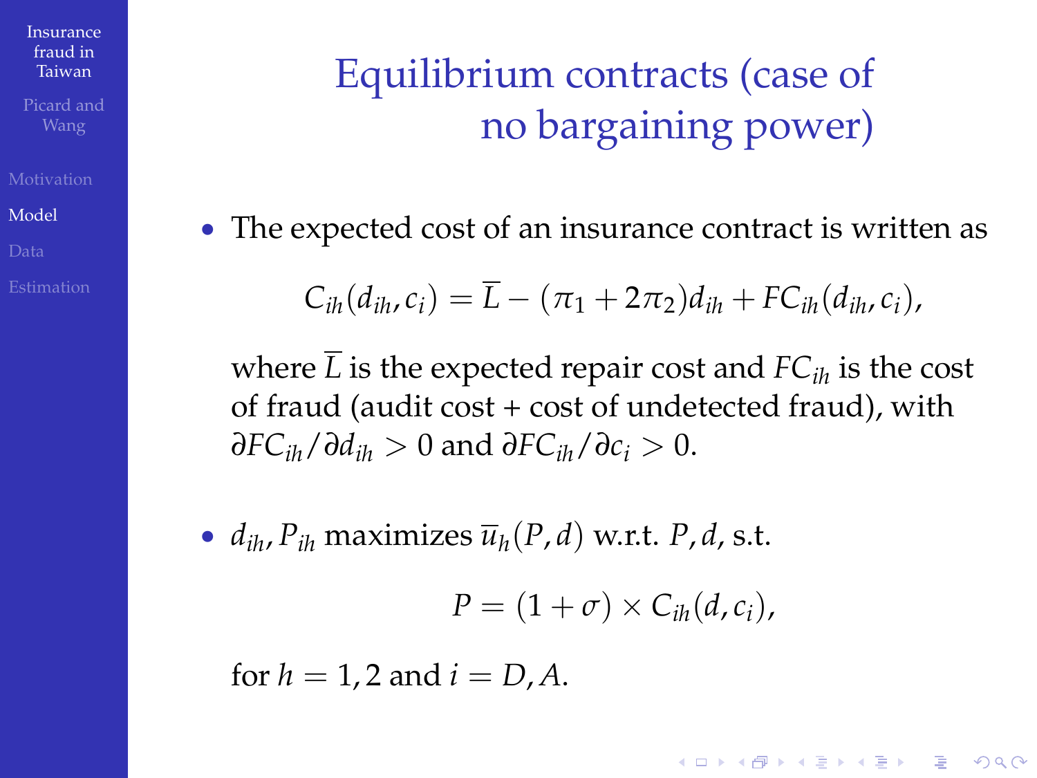# Equilibrium contracts (case of no bargaining power)

- The expected cost of an insurance contract is written as

$$C_{ih}(d_{ih}, c_i) = \overline{L} - (\pi_1 + 2\pi_2)d_{ih} + FC_{ih}(d_{ih}, c_i),$$

  where $\overline{L}$ is the expected repair cost and $FC_{ih}$ is the cost of fraud (audit cost + cost of undetected fraud), with $\partial FC_{ih}/\partial d_{ih} > 0$ and $\partial FC_{ih}/\partial c_i > 0$.

- $d_{ih}, P_{ih}$ maximizes $\overline{u}_h(P, d)$ w.r.t. $P, d$, s.t.

$$P = (1 + \sigma) \times C_{ih}(d, c_i),$$

  for $h = 1, 2$ and $i = D, A$.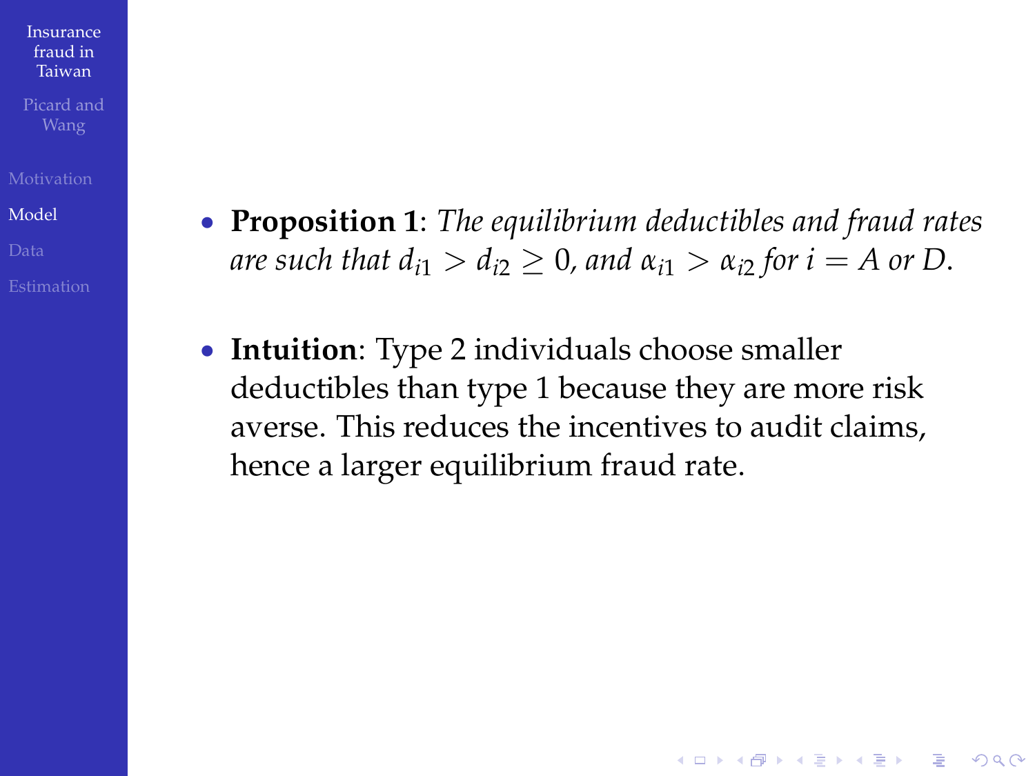- **Proposition 1**: *The equilibrium deductibles and fraud rates are such that $d_{i1} > d_{i2} \geq 0$, and $\alpha_{i1} > \alpha_{i2}$ for $i = A$ or $D$.*

- **Intuition**: Type 2 individuals choose smaller deductibles than type 1 because they are more risk averse. This reduces the incentives to audit claims, hence a larger equilibrium fraud rate.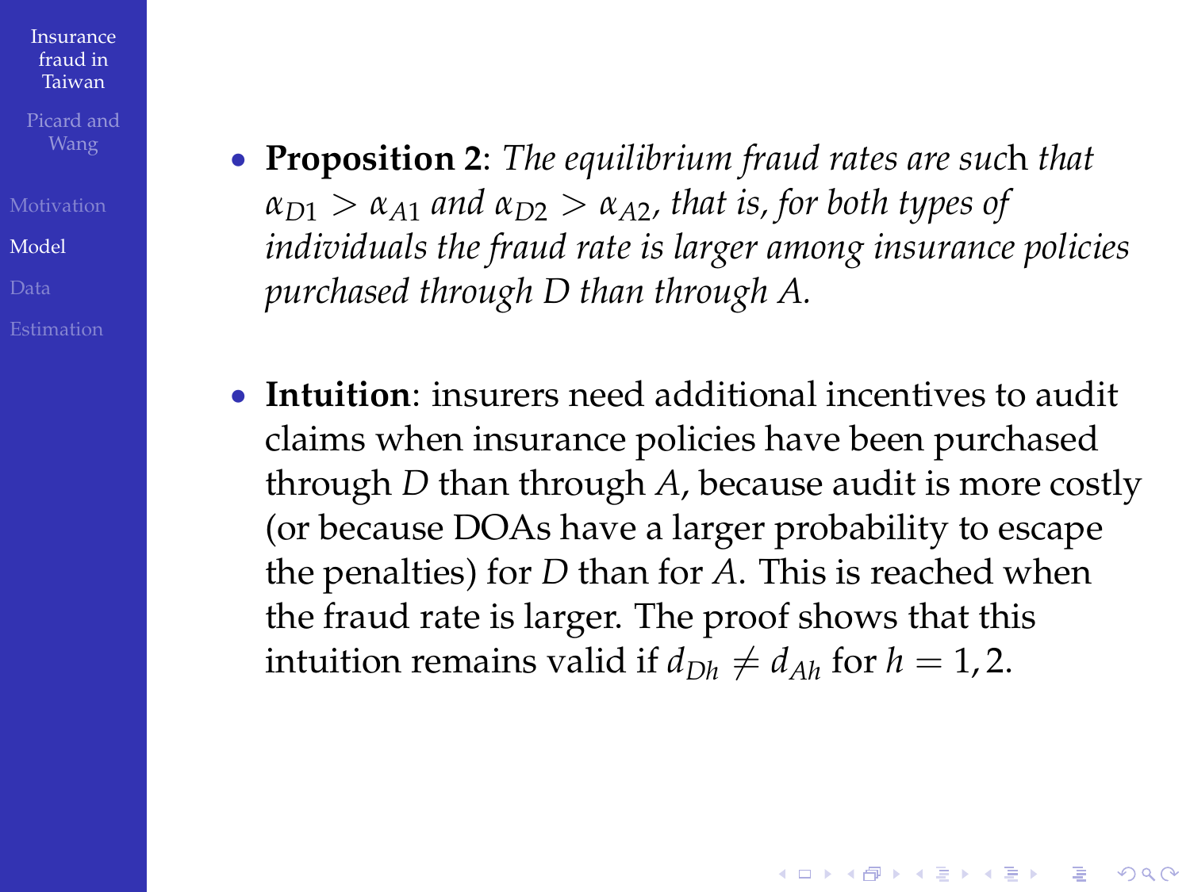- **Proposition 2**: *The equilibrium fraud rates are such that $\alpha_{D1} > \alpha_{A1}$ and $\alpha_{D2} > \alpha_{A2}$, that is, for both types of individuals the fraud rate is larger among insurance policies purchased through D than through A.*

- **Intuition**: insurers need additional incentives to audit claims when insurance policies have been purchased through $D$ than through $A$, because audit is more costly (or because DOAs have a larger probability to escape the penalties) for $D$ than for $A$. This is reached when the fraud rate is larger. The proof shows that this intuition remains valid if $d_{Dh} \neq d_{Ah}$ for $h = 1, 2$.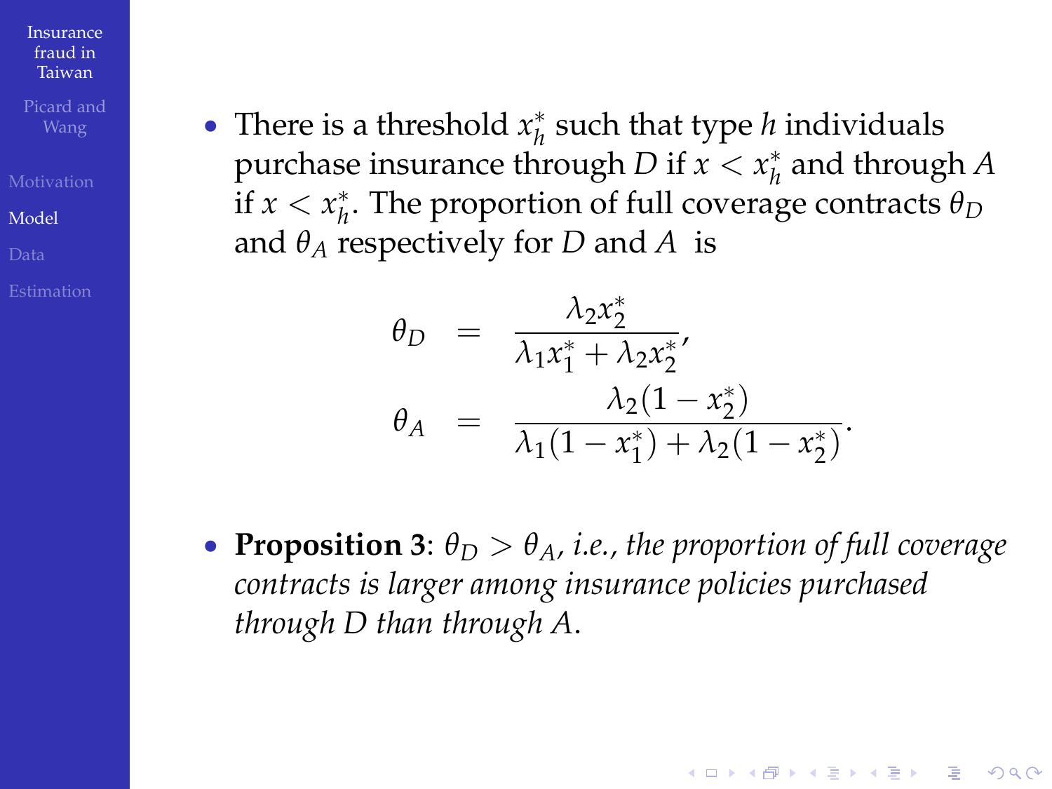- There is a threshold $x_h^*$ such that type $h$ individuals purchase insurance through $D$ if $x < x_h^*$ and through $A$ if $x < x_h^*$. The proportion of full coverage contracts $\theta_D$ and $\theta_A$ respectively for $D$ and $A$ is

$$
\begin{aligned}
\theta_D &= \frac{\lambda_2 x_2^*}{\lambda_1 x_1^* + \lambda_2 x_2^*}, \\
\theta_A &= \frac{\lambda_2 (1 - x_2^*)}{\lambda_1 (1 - x_1^*) + \lambda_2 (1 - x_2^*)}.
\end{aligned}
$$

- **Proposition 3**: *$\theta_D > \theta_A$, i.e., the proportion of full coverage contracts is larger among insurance policies purchased through D than through A.*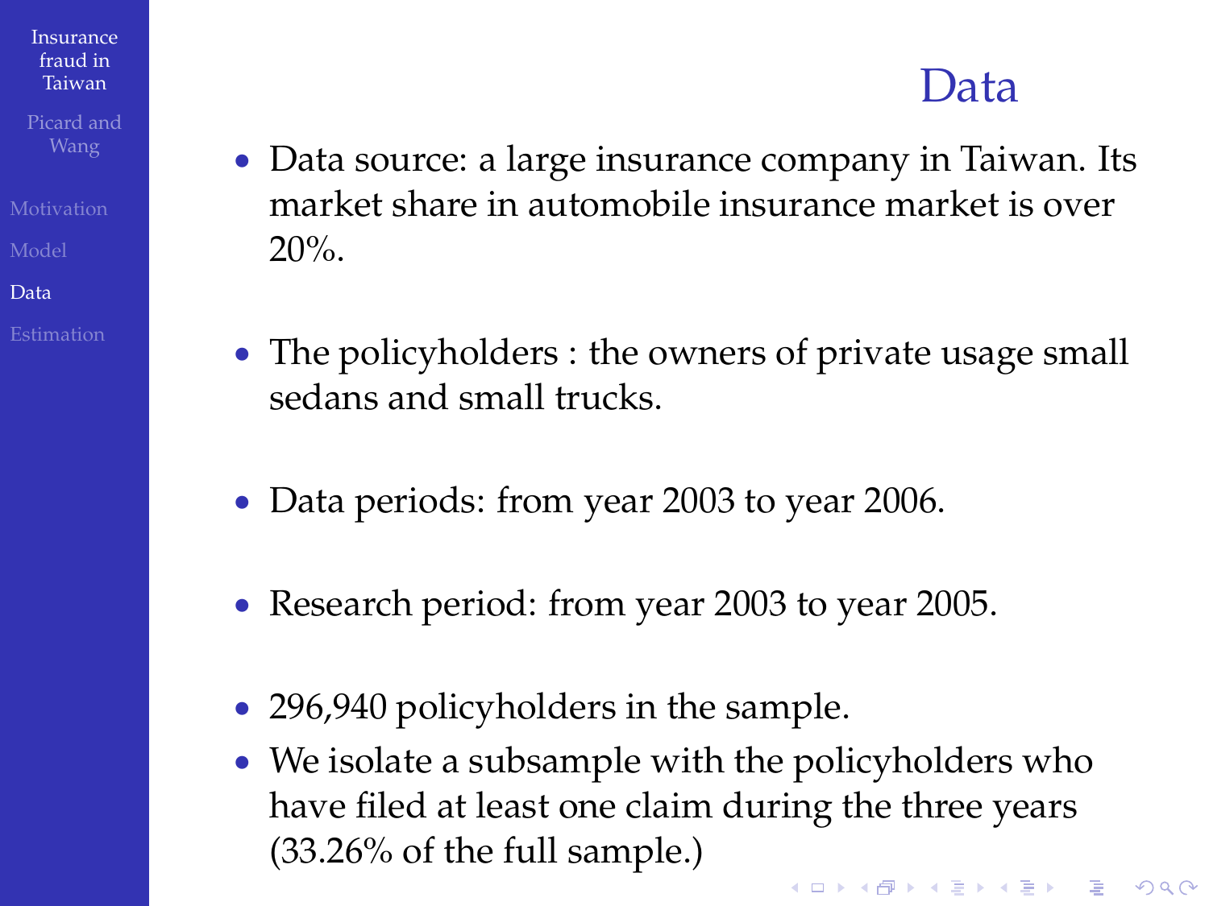# Data

- Data source: a large insurance company in Taiwan. Its market share in automobile insurance market is over 20%.
- The policyholders : the owners of private usage small sedans and small trucks.
- Data periods: from year 2003 to year 2006.
- Research period: from year 2003 to year 2005.
- 296,940 policyholders in the sample.
- We isolate a subsample with the policyholders who have filed at least one claim during the three years (33.26% of the full sample.)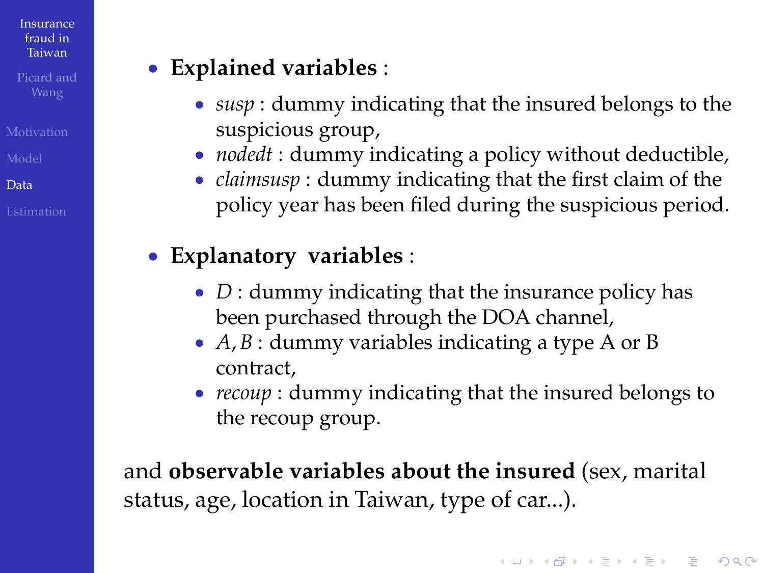- **Explained variables** :
  - *susp* : dummy indicating that the insured belongs to the suspicious group,
  - *nodedt* : dummy indicating a policy without deductible,
  - *claimsusp* : dummy indicating that the first claim of the policy year has been filed during the suspicious period.

- **Explanatory variables** :
  - $D$ : dummy indicating that the insurance policy has been purchased through the DOA channel,
  - $A, B$ : dummy variables indicating a type A or B contract,
  - *recoup* : dummy indicating that the insured belongs to the recoup group.

and **observable variables about the insured** (sex, marital status, age, location in Taiwan, type of car...).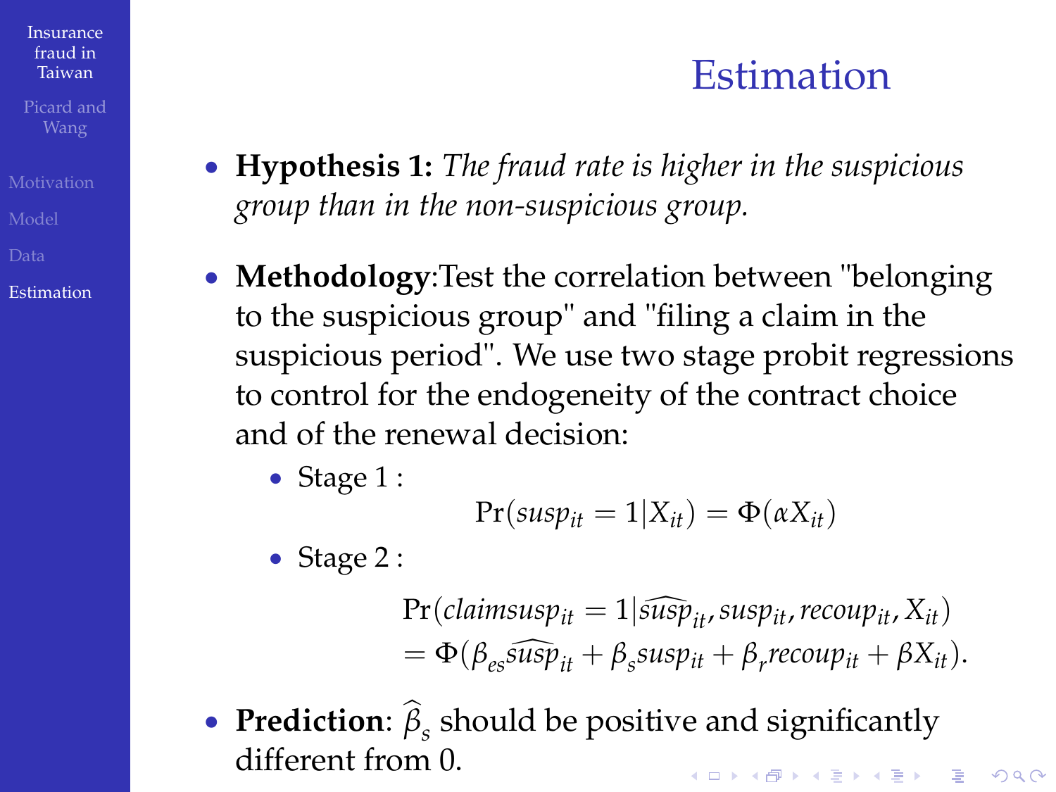# Estimation

- **Hypothesis 1:** *The fraud rate is higher in the suspicious group than in the non-suspicious group.*
- **Methodology**:Test the correlation between "belonging to the suspicious group" and "filing a claim in the suspicious period". We use two stage probit regressions to control for the endogeneity of the contract choice and of the renewal decision:
  - Stage 1 :

$$\Pr(susp_{it} = 1 | X_{it}) = \Phi(\alpha X_{it})$$

  - Stage 2 :

$$\begin{aligned} &\Pr(claimsusp_{it} = 1 | \widehat{susp}_{it}, susp_{it}, recoup_{it}, X_{it}) \\ &= \Phi(\beta_{es} \widehat{susp}_{it} + \beta_{s} susp_{it} + \beta_{r} recoup_{it} + \beta X_{it}). \end{aligned}$$

- **Prediction**: $\widehat{\beta}_s$ should be positive and significantly different from 0.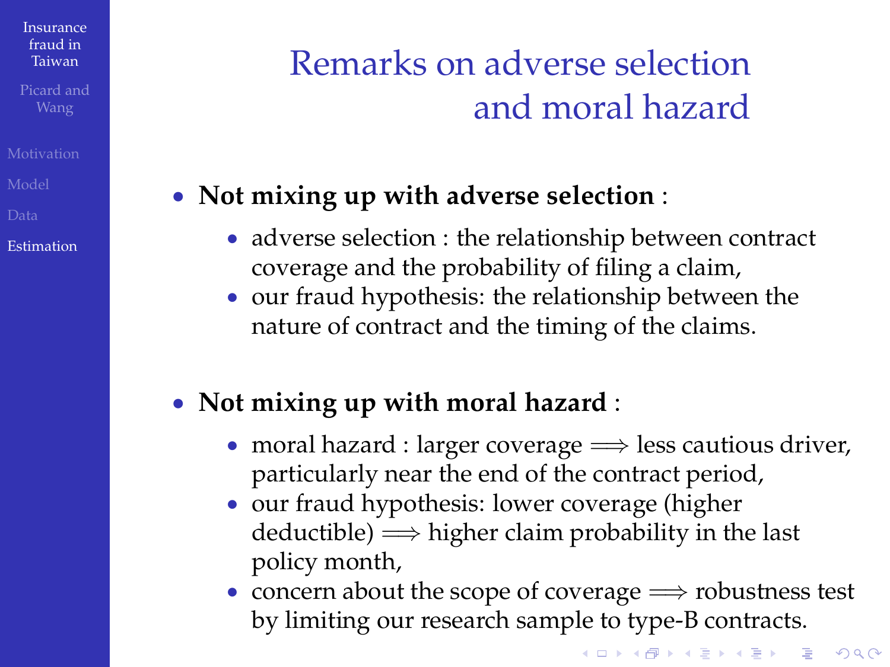# Remarks on adverse selection and moral hazard

- **Not mixing up with adverse selection** :
  - adverse selection : the relationship between contract coverage and the probability of filing a claim,
  - our fraud hypothesis: the relationship between the nature of contract and the timing of the claims.

- **Not mixing up with moral hazard** :
  - moral hazard : larger coverage $\Longrightarrow$ less cautious driver, particularly near the end of the contract period,
  - our fraud hypothesis: lower coverage (higher deductible) $\Longrightarrow$ higher claim probability in the last policy month,
  - concern about the scope of coverage $\Longrightarrow$ robustness test by limiting our research sample to type-B contracts.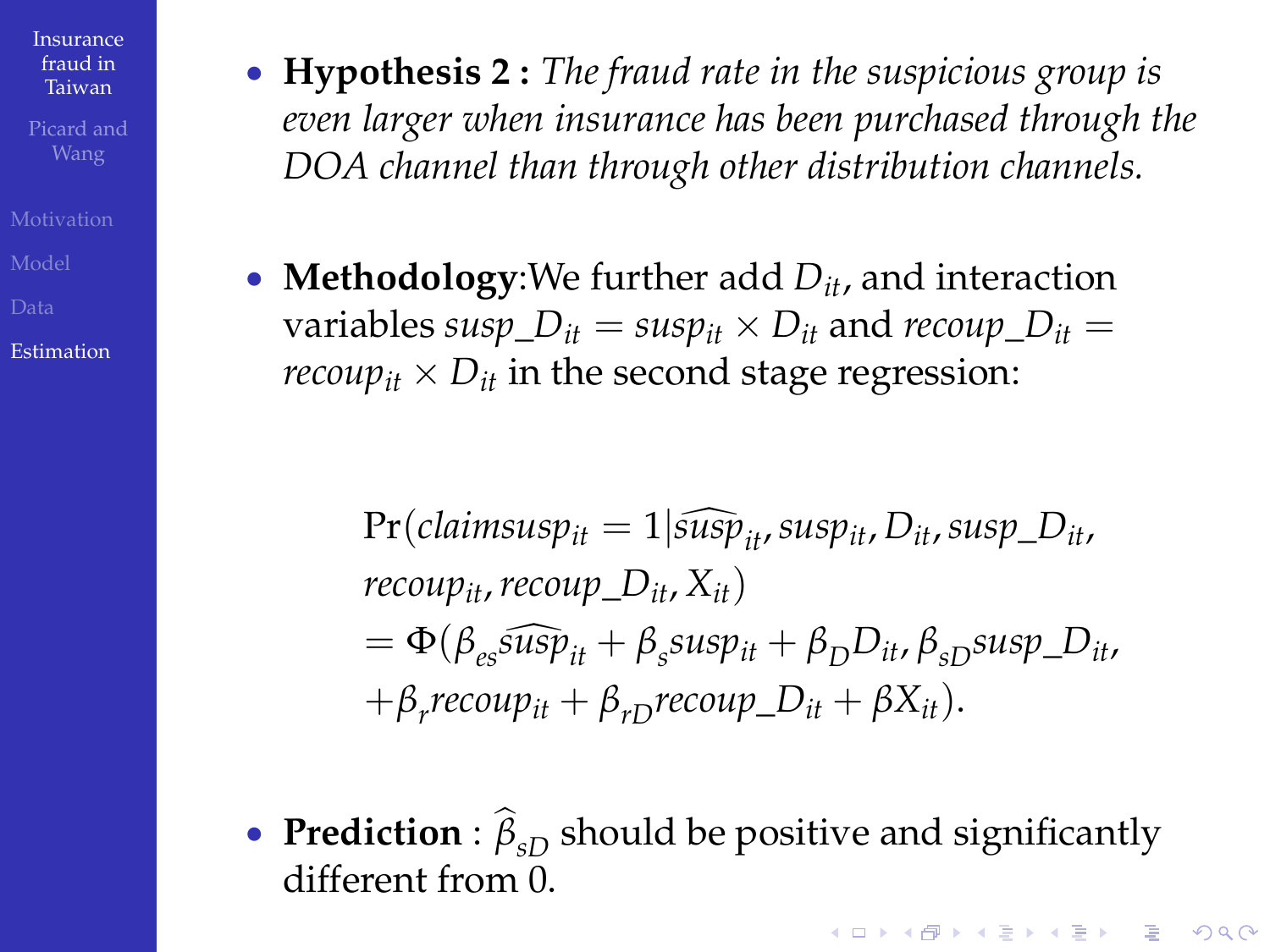- **Hypothesis 2 :** *The fraud rate in the suspicious group is even larger when insurance has been purchased through the DOA channel than through other distribution channels.*

- **Methodology**:We further add $D_{it}$, and interaction variables $susp\_D_{it} = susp_{it} \times D_{it}$ and $recoup\_D_{it} = recoup_{it} \times D_{it}$ in the second stage regression:

$$
\begin{aligned}
&\Pr(claimsusp_{it} = 1 | \widehat{susp}_{it}, susp_{it}, D_{it}, susp\_D_{it}, \\
&recoup_{it}, recoup\_D_{it}, X_{it}) \\
&= \Phi(\beta_{es}\widehat{susp}_{it} + \beta_{s} susp_{it} + \beta_{D} D_{it}, \beta_{sD} susp\_D_{it}, \\
&+ \beta_{r} recoup_{it} + \beta_{rD} recoup\_D_{it} + \beta X_{it}).
\end{aligned}
$$

- **Prediction** : $\widehat{\beta}_{sD}$ should be positive and significantly different from 0.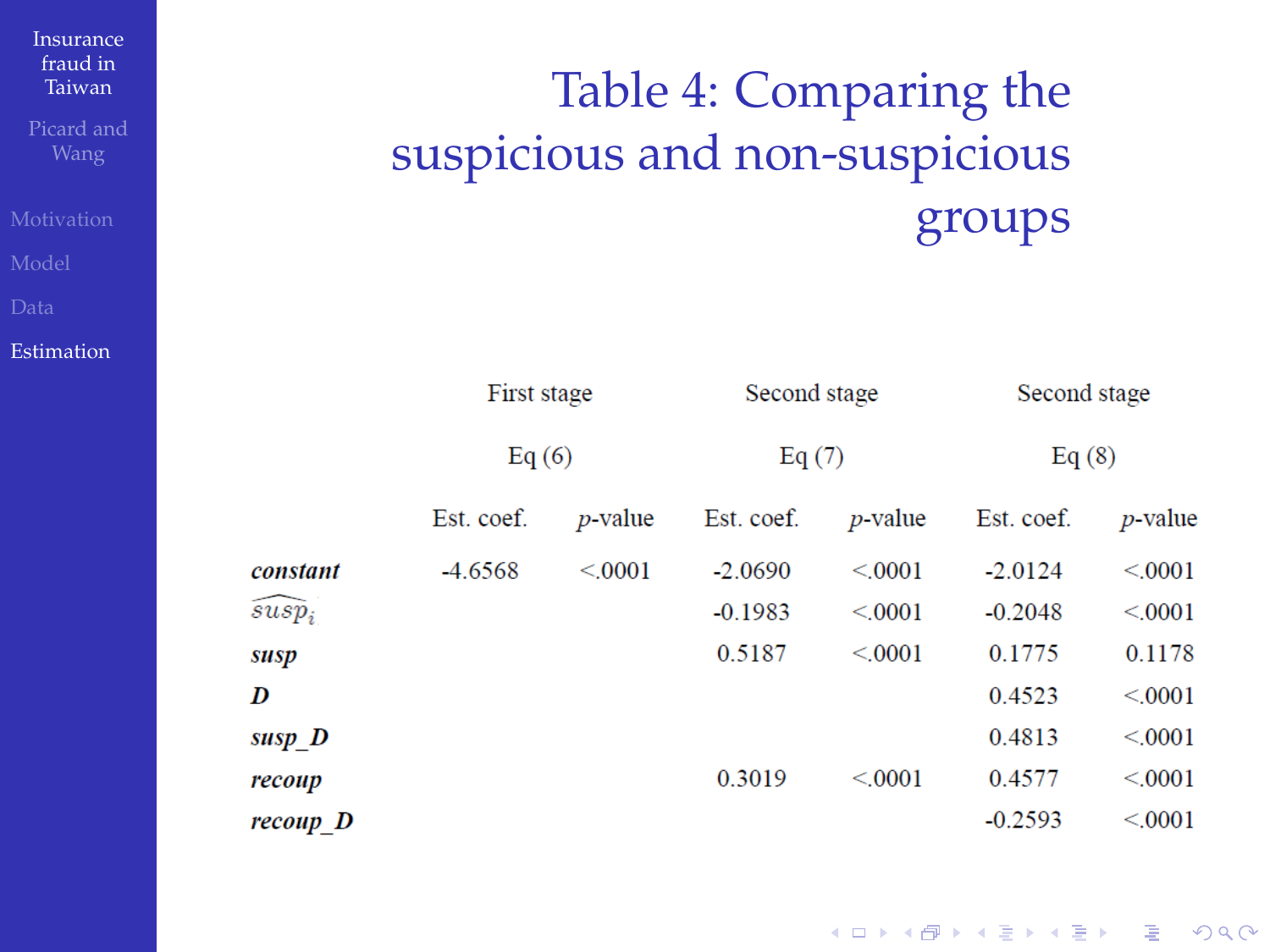# Table 4: Comparing the suspicious and non-suspicious groups

| | First stage | | Second stage | | Second stage | |
|---|---|---|---|---|---|---|
| | Eq (6) | | Eq (7) | | Eq (8) | |
| | Est. coef. | *p*-value | Est. coef. | *p*-value | Est. coef. | *p*-value |
| ***constant*** | -4.6568 | <.0001 | -2.0690 | <.0001 | -2.0124 | <.0001 |
| $\widehat{susp}_i$ | | | -0.1983 | <.0001 | -0.2048 | <.0001 |
| ***susp*** | | | 0.5187 | <.0001 | 0.1775 | 0.1178 |
| ***D*** | | | | | 0.4523 | <.0001 |
| ***susp_D*** | | | | | 0.4813 | <.0001 |
| ***recoup*** | | | 0.3019 | <.0001 | 0.4577 | <.0001 |
| ***recoup_D*** | | | | | -0.2593 | <.0001 |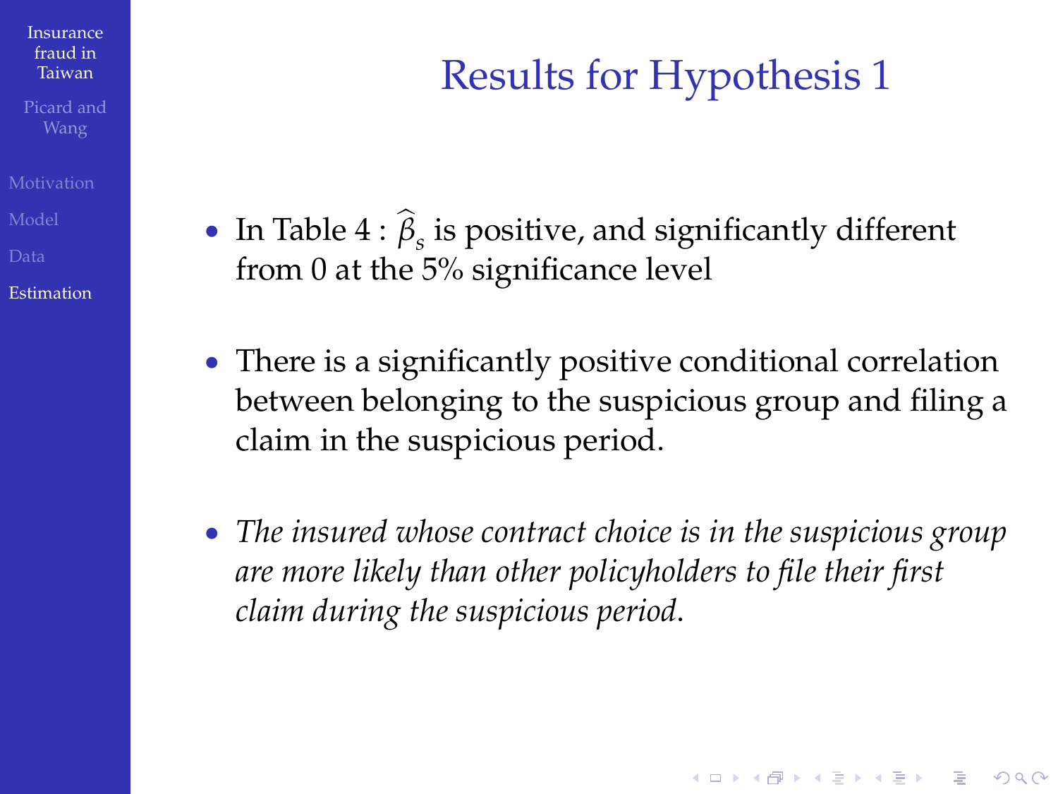# Results for Hypothesis 1

- In Table 4 : $\widehat{\beta}_s$ is positive, and significantly different from 0 at the 5% significance level

- There is a significantly positive conditional correlation between belonging to the suspicious group and filing a claim in the suspicious period.

- *The insured whose contract choice is in the suspicious group are more likely than other policyholders to file their first claim during the suspicious period.*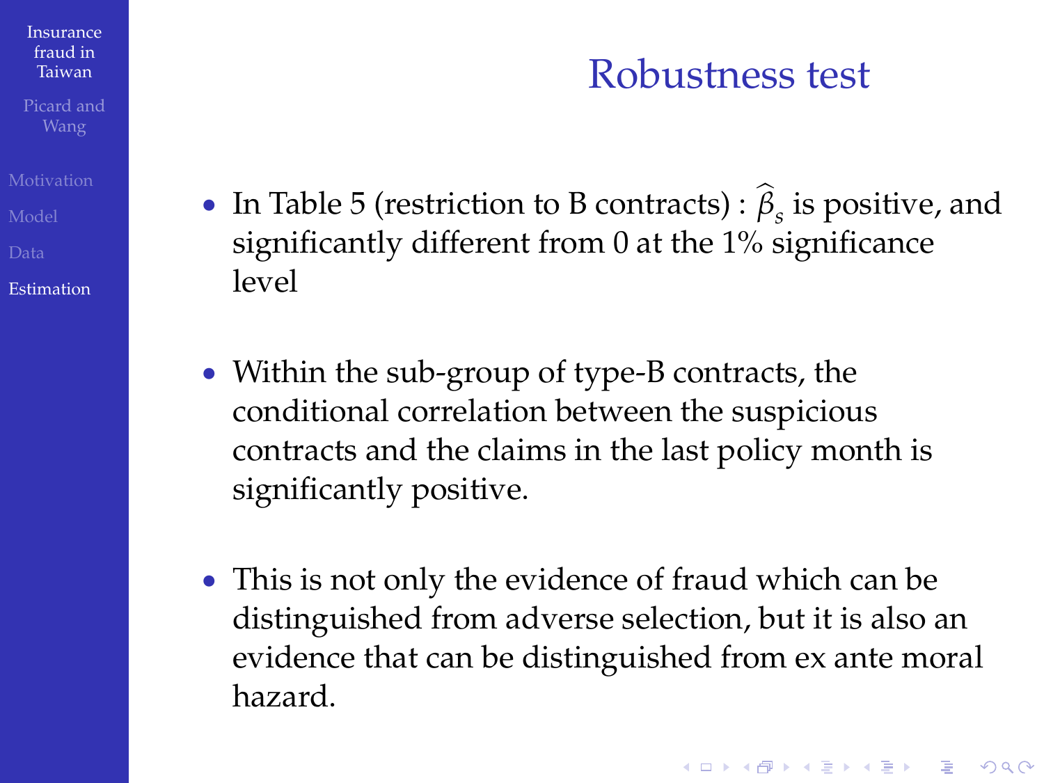# Robustness test

- In Table 5 (restriction to B contracts) : $\widehat{\beta}_s$ is positive, and significantly different from 0 at the 1% significance level
- Within the sub-group of type-B contracts, the conditional correlation between the suspicious contracts and the claims in the last policy month is significantly positive.
- This is not only the evidence of fraud which can be distinguished from adverse selection, but it is also an evidence that can be distinguished from ex ante moral hazard.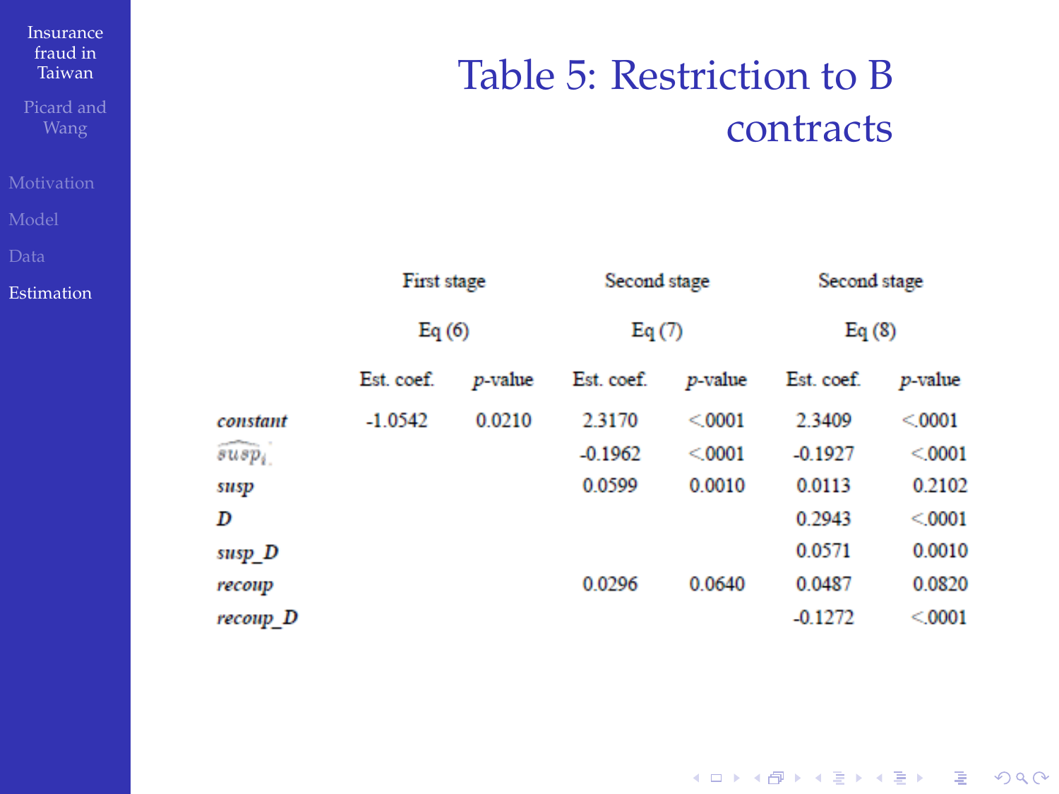# Table 5: Restriction to B contracts

| | First stage | | Second stage | | Second stage | |
|---|---|---|---|---|---|---|
| | Eq (6) | | Eq (7) | | Eq (8) | |
| | Est. coef. | *p*-value | Est. coef. | *p*-value | Est. coef. | *p*-value |
| *constant* | -1.0542 | 0.0210 | 2.3170 | <.0001 | 2.3409 | <.0001 |
| $\widehat{susp}_i$ | | | -0.1962 | <.0001 | -0.1927 | <.0001 |
| *susp* | | | 0.0599 | 0.0010 | 0.0113 | 0.2102 |
| *D* | | | | | 0.2943 | <.0001 |
| *susp_D* | | | | | 0.0571 | 0.0010 |
| *recoup* | | | 0.0296 | 0.0640 | 0.0487 | 0.0820 |
| *recoup_D* | | | | | -0.1272 | <.0001 |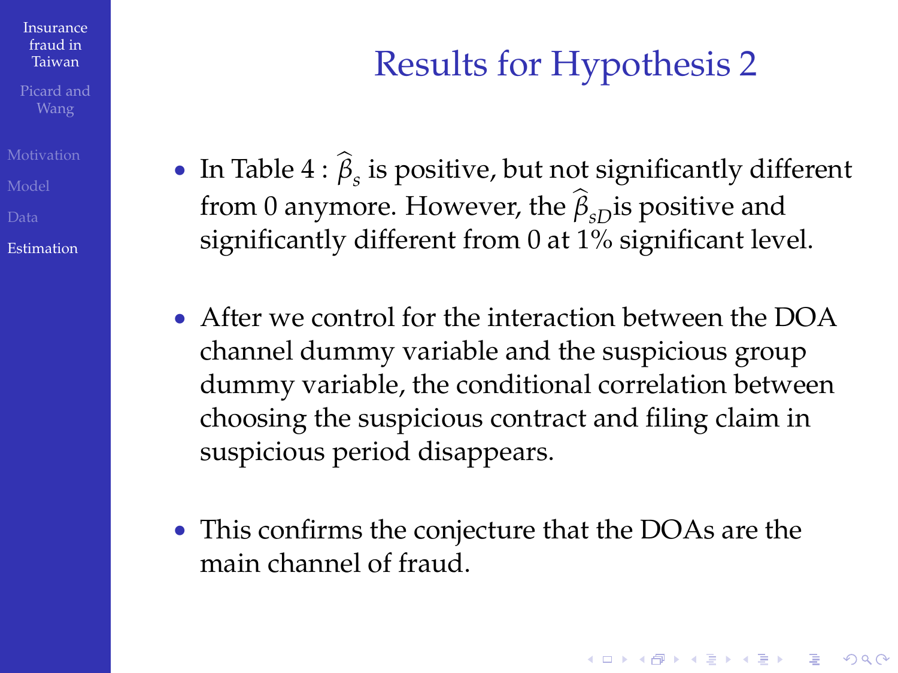## Results for Hypothesis 2

- In Table 4 : $\widehat{\beta}_s$ is positive, but not significantly different from 0 anymore. However, the $\widehat{\beta}_{sD}$is positive and significantly different from 0 at 1% significant level.

- After we control for the interaction between the DOA channel dummy variable and the suspicious group dummy variable, the conditional correlation between choosing the suspicious contract and filing claim in suspicious period disappears.

- This confirms the conjecture that the DOAs are the main channel of fraud.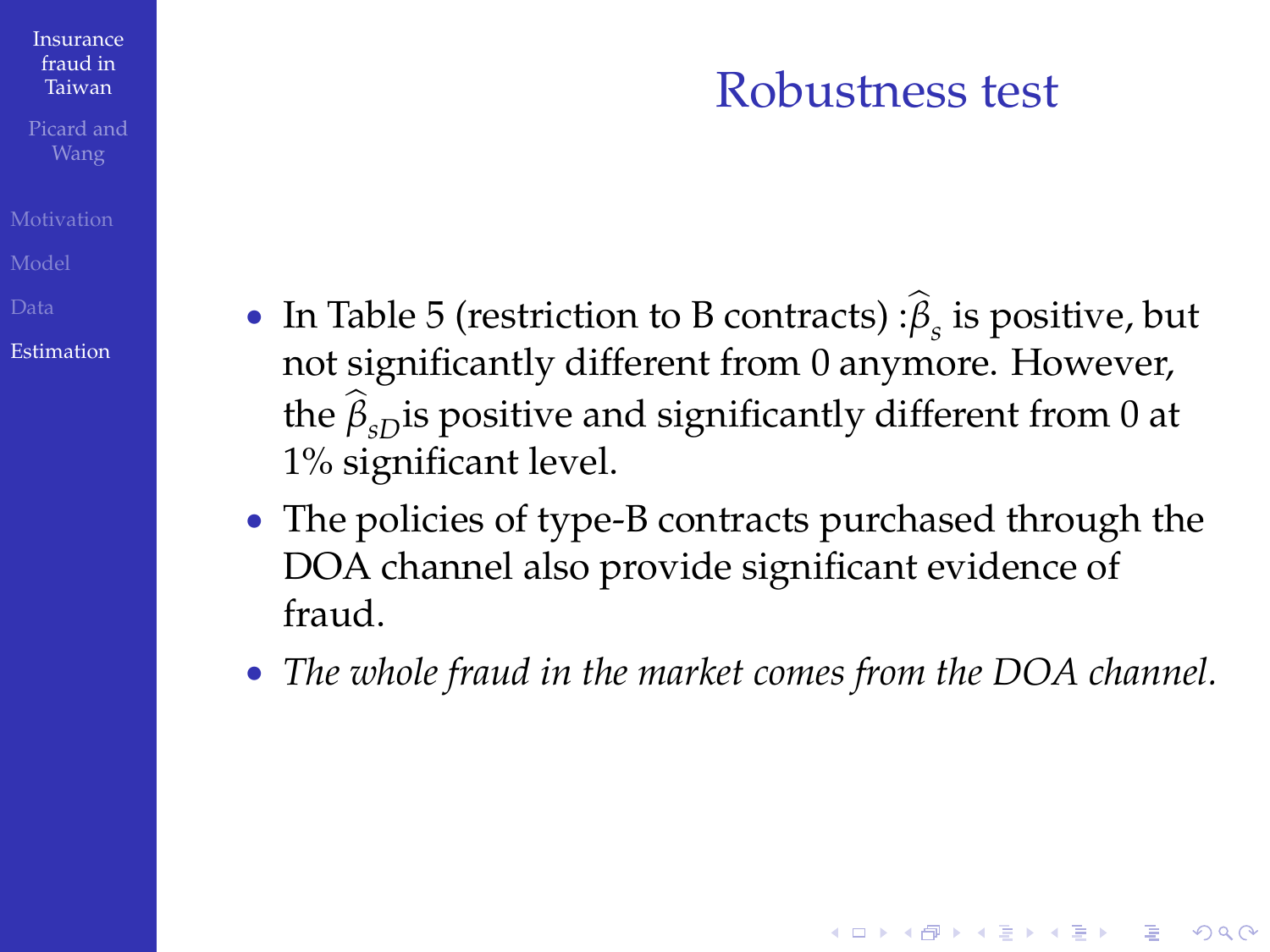# Robustness test

- In Table 5 (restriction to B contracts) :$\widehat{\beta}_s$ is positive, but not significantly different from 0 anymore. However, the $\widehat{\beta}_{sD}$is positive and significantly different from 0 at 1% significant level.
- The policies of type-B contracts purchased through the DOA channel also provide significant evidence of fraud.
- *The whole fraud in the market comes from the DOA channel.*